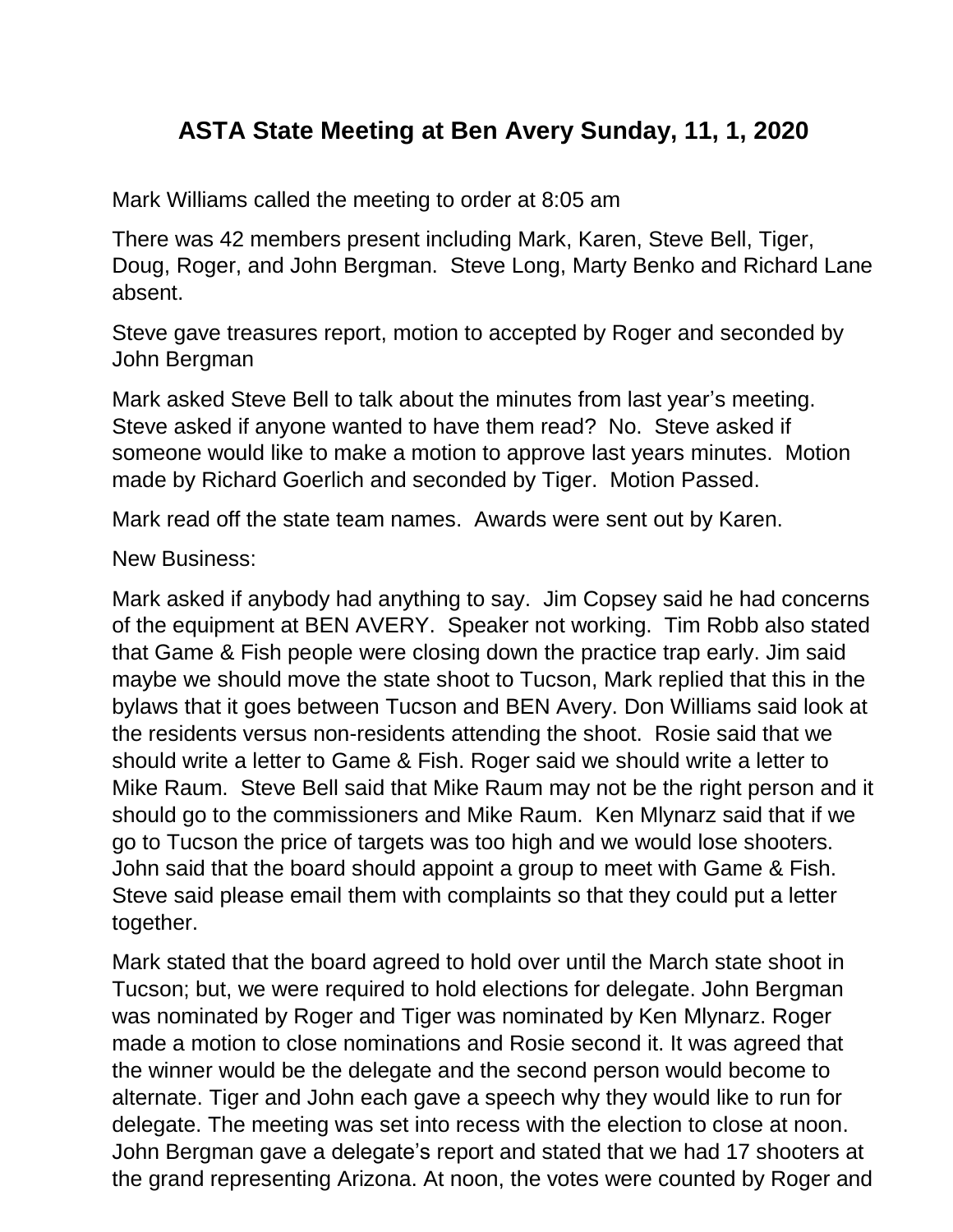# ASTA State Meeting at Ben Avery Sunday, 11, 1, 2020

Mark Williams called the meeting to order at 8:05 am

There was 42 members present including Mark, Karen, Steve Bell, Tiger, Doug, Roger, and John Bergman. Steve Long, Marty Benko and Richard Lane absent.

Steve gave treasures report, motion to accepted by Roger and seconded by John Bergman

Mark asked Steve Bell to talk about the minutes from last year's meeting. Steve asked if anyone wanted to have them read? No. Steve asked if someone would like to make a motion to approve last years minutes. Motion made by Richard Goerlich and seconded by Tiger. Motion Passed.

Mark read off the state team names. Awards were sent out by Karen.

New Business:

Mark asked if anybody had anything to say. Jim Copsey said he had concerns of the equipment at BEN AVERY. Speaker not working. Tim Robb also stated that Game & Fish people were closing down the practice trap early. Jim said maybe we should move the state shoot to Tucson, Mark replied that this in the bylaws that it goes between Tucson and BEN Avery. Don Williams said look at the residents versus non-residents attending the shoot. Rosie said that we should write a letter to Game & Fish. Roger said we should write a letter to Mike Raum. Steve Bell said that Mike Raum may not be the right person and it should go to the commissioners and Mike Raum. Ken Mlynarz said that if we go to Tucson the price of targets was too high and we would lose shooters. John said that the board should appoint a group to meet with Game & Fish. Steve said please email them with complaints so that they could put a letter together.

Mark stated that the board agreed to hold over until the March state shoot in Tucson; but, we were required to hold elections for delegate. John Bergman was nominated by Roger and Tiger was nominated by Ken Mlynarz. Roger made a motion to close nominations and Rosie second it. It was agreed that the winner would be the delegate and the second person would become to alternate. Tiger and John each gave a speech why they would like to run for delegate. The meeting was set into recess with the election to close at noon. John Bergman gave a delegate's report and stated that we had 17 shooters at the grand representing Arizona. At noon, the votes were counted by Roger and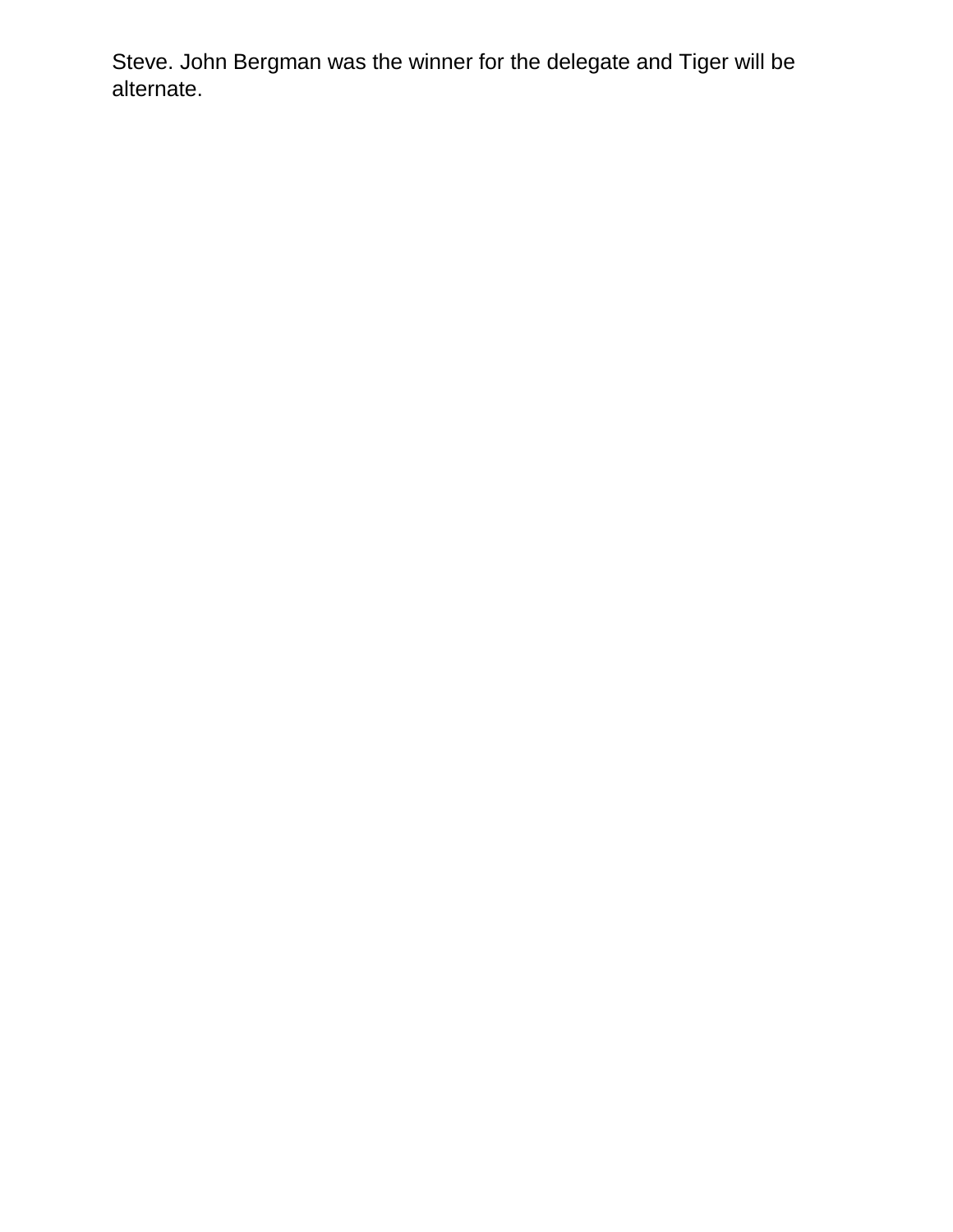Steve. John Bergman was the winner for the delegate and Tiger will be alternate.